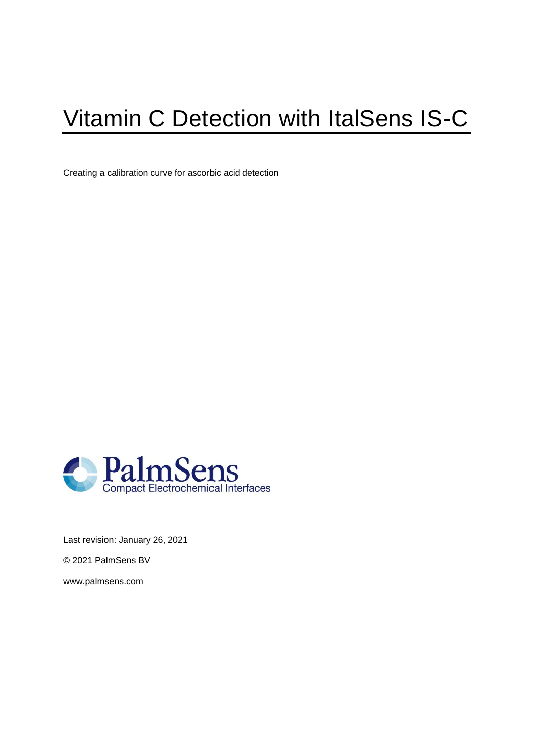# Vitamin C Detection with ItalSens IS-C

Creating a calibration curve for ascorbic acid detection

PalmSens
Compact Electrochemical Interfaces

Last revision: January 26, 2021

© 2021 PalmSens BV

www.palmsens.com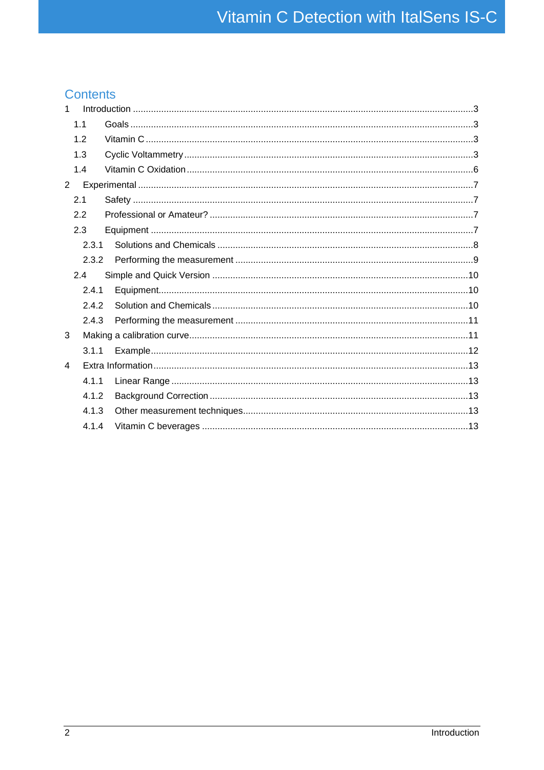# Contents

1 Introduction ........................................................................................................................ 3
 1.1 Goals ........................................................................................................................ 3
 1.2 Vitamin C .................................................................................................................. 3
 1.3 Cyclic Voltammetry .................................................................................................. 3
 1.4 Vitamin C Oxidation ................................................................................................. 6
2 Experimental ...................................................................................................................... 7
 2.1 Safety ........................................................................................................................ 7
 2.2 Professional or Amateur? ......................................................................................... 7
 2.3 Equipment ................................................................................................................. 7
  2.3.1 Solutions and Chemicals ..................................................................................... 8
  2.3.2 Performing the measurement ............................................................................. 9
 2.4 Simple and Quick Version ....................................................................................... 10
  2.4.1 Equipment .......................................................................................................... 10
  2.4.2 Solution and Chemicals ..................................................................................... 10
  2.4.3 Performing the measurement ............................................................................ 11
3 Making a calibration curve ................................................................................................ 11
  3.1.1 Example ............................................................................................................. 12
4 Extra Information .............................................................................................................. 13
  4.1.1 Linear Range ...................................................................................................... 13
  4.1.2 Background Correction ...................................................................................... 13
  4.1.3 Other measurement techniques ......................................................................... 13
  4.1.4 Vitamin C beverages .......................................................................................... 13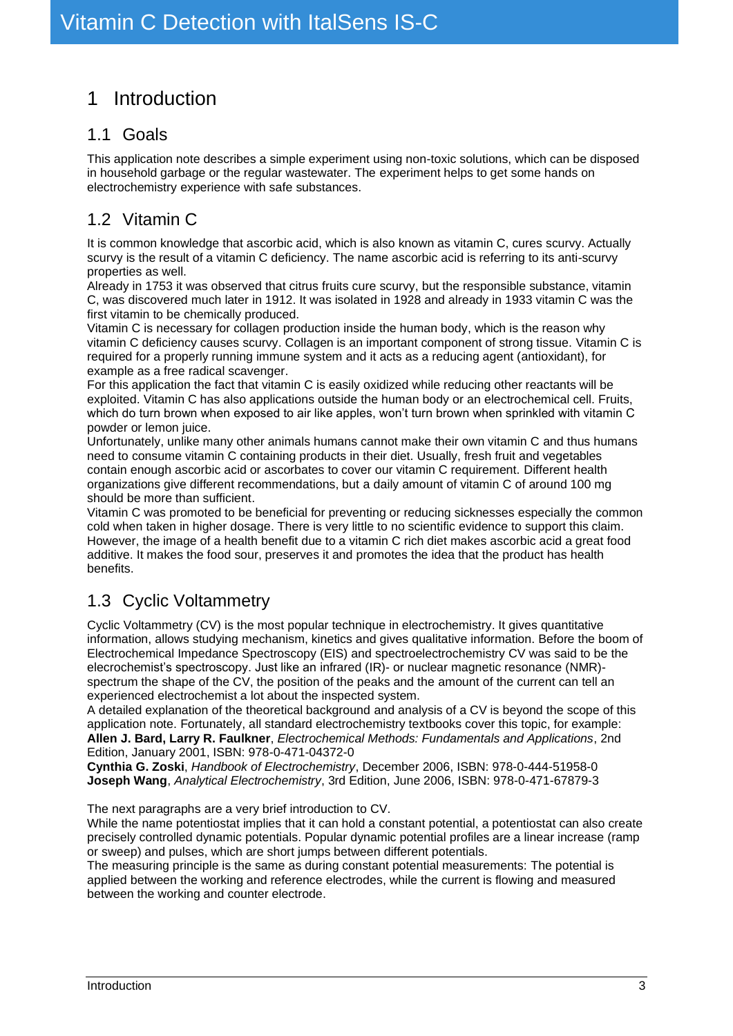## 1 Introduction

### 1.1 Goals

This application note describes a simple experiment using non-toxic solutions, which can be disposed in household garbage or the regular wastewater. The experiment helps to get some hands on electrochemistry experience with safe substances.

### 1.2 Vitamin C

It is common knowledge that ascorbic acid, which is also known as vitamin C, cures scurvy. Actually scurvy is the result of a vitamin C deficiency. The name ascorbic acid is referring to its anti-scurvy properties as well.

Already in 1753 it was observed that citrus fruits cure scurvy, but the responsible substance, vitamin C, was discovered much later in 1912. It was isolated in 1928 and already in 1933 vitamin C was the first vitamin to be chemically produced.

Vitamin C is necessary for collagen production inside the human body, which is the reason why vitamin C deficiency causes scurvy. Collagen is an important component of strong tissue. Vitamin C is required for a properly running immune system and it acts as a reducing agent (antioxidant), for example as a free radical scavenger.

For this application the fact that vitamin C is easily oxidized while reducing other reactants will be exploited. Vitamin C has also applications outside the human body or an electrochemical cell. Fruits, which do turn brown when exposed to air like apples, won't turn brown when sprinkled with vitamin C powder or lemon juice.

Unfortunately, unlike many other animals humans cannot make their own vitamin C and thus humans need to consume vitamin C containing products in their diet. Usually, fresh fruit and vegetables contain enough ascorbic acid or ascorbates to cover our vitamin C requirement. Different health organizations give different recommendations, but a daily amount of vitamin C of around 100 mg should be more than sufficient.

Vitamin C was promoted to be beneficial for preventing or reducing sicknesses especially the common cold when taken in higher dosage. There is very little to no scientific evidence to support this claim. However, the image of a health benefit due to a vitamin C rich diet makes ascorbic acid a great food additive. It makes the food sour, preserves it and promotes the idea that the product has health benefits.

### 1.3 Cyclic Voltammetry

Cyclic Voltammetry (CV) is the most popular technique in electrochemistry. It gives quantitative information, allows studying mechanism, kinetics and gives qualitative information. Before the boom of Electrochemical Impedance Spectroscopy (EIS) and spectroelectrochemistry CV was said to be the elecrochemist's spectroscopy. Just like an infrared (IR)- or nuclear magnetic resonance (NMR)-spectrum the shape of the CV, the position of the peaks and the amount of the current can tell an experienced electrochemist a lot about the inspected system.

A detailed explanation of the theoretical background and analysis of a CV is beyond the scope of this application note. Fortunately, all standard electrochemistry textbooks cover this topic, for example:
**Allen J. Bard, Larry R. Faulkner**, *Electrochemical Methods: Fundamentals and Applications*, 2nd Edition, January 2001, ISBN: 978-0-471-04372-0
**Cynthia G. Zoski**, *Handbook of Electrochemistry*, December 2006, ISBN: 978-0-444-51958-0
**Joseph Wang**, *Analytical Electrochemistry*, 3rd Edition, June 2006, ISBN: 978-0-471-67879-3

The next paragraphs are a very brief introduction to CV.

While the name potentiostat implies that it can hold a constant potential, a potentiostat can also create precisely controlled dynamic potentials. Popular dynamic potential profiles are a linear increase (ramp or sweep) and pulses, which are short jumps between different potentials.

The measuring principle is the same as during constant potential measurements: The potential is applied between the working and reference electrodes, while the current is flowing and measured between the working and counter electrode.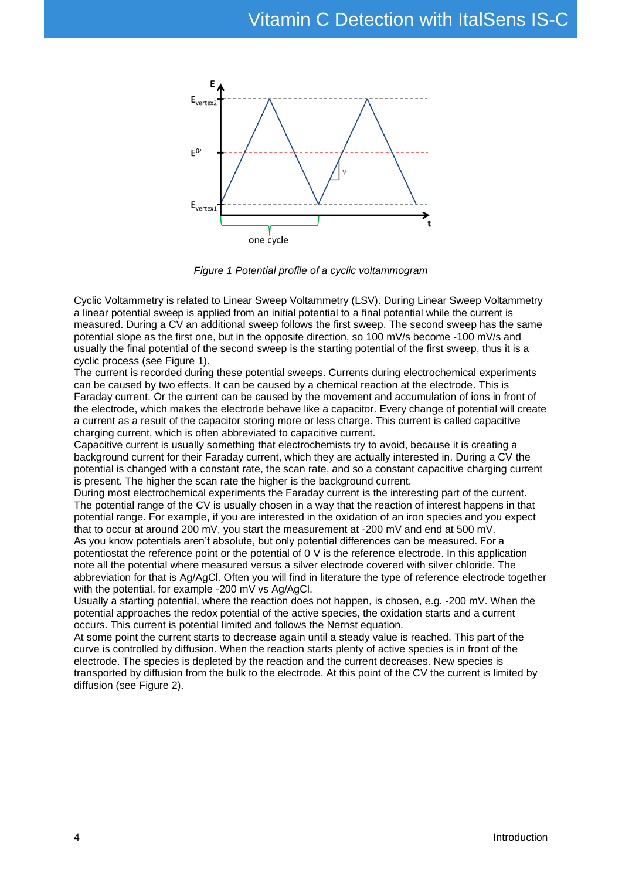*Figure 1 Potential profile of a cyclic voltammogram*

Cyclic Voltammetry is related to Linear Sweep Voltammetry (LSV). During Linear Sweep Voltammetry a linear potential sweep is applied from an initial potential to a final potential while the current is measured. During a CV an additional sweep follows the first sweep. The second sweep has the same potential slope as the first one, but in the opposite direction, so 100 mV/s become -100 mV/s and usually the final potential of the second sweep is the starting potential of the first sweep, thus it is a cyclic process (see Figure 1).

The current is recorded during these potential sweeps. Currents during electrochemical experiments can be caused by two effects. It can be caused by a chemical reaction at the electrode. This is Faraday current. Or the current can be caused by the movement and accumulation of ions in front of the electrode, which makes the electrode behave like a capacitor. Every change of potential will create a current as a result of the capacitor storing more or less charge. This current is called capacitive charging current, which is often abbreviated to capacitive current.

Capacitive current is usually something that electrochemists try to avoid, because it is creating a background current for their Faraday current, which they are actually interested in. During a CV the potential is changed with a constant rate, the scan rate, and so a constant capacitive charging current is present. The higher the scan rate the higher is the background current.

During most electrochemical experiments the Faraday current is the interesting part of the current. The potential range of the CV is usually chosen in a way that the reaction of interest happens in that potential range. For example, if you are interested in the oxidation of an iron species and you expect that to occur at around 200 mV, you start the measurement at -200 mV and end at 500 mV.

As you know potentials aren't absolute, but only potential differences can be measured. For a potentiostat the reference point or the potential of 0 V is the reference electrode. In this application note all the potential where measured versus a silver electrode covered with silver chloride. The abbreviation for that is Ag/AgCl. Often you will find in literature the type of reference electrode together with the potential, for example -200 mV vs Ag/AgCl.

Usually a starting potential, where the reaction does not happen, is chosen, e.g. -200 mV. When the potential approaches the redox potential of the active species, the oxidation starts and a current occurs. This current is potential limited and follows the Nernst equation.

At some point the current starts to decrease again until a steady value is reached. This part of the curve is controlled by diffusion. When the reaction starts plenty of active species is in front of the electrode. The species is depleted by the reaction and the current decreases. New species is transported by diffusion from the bulk to the electrode. At this point of the CV the current is limited by diffusion (see Figure 2).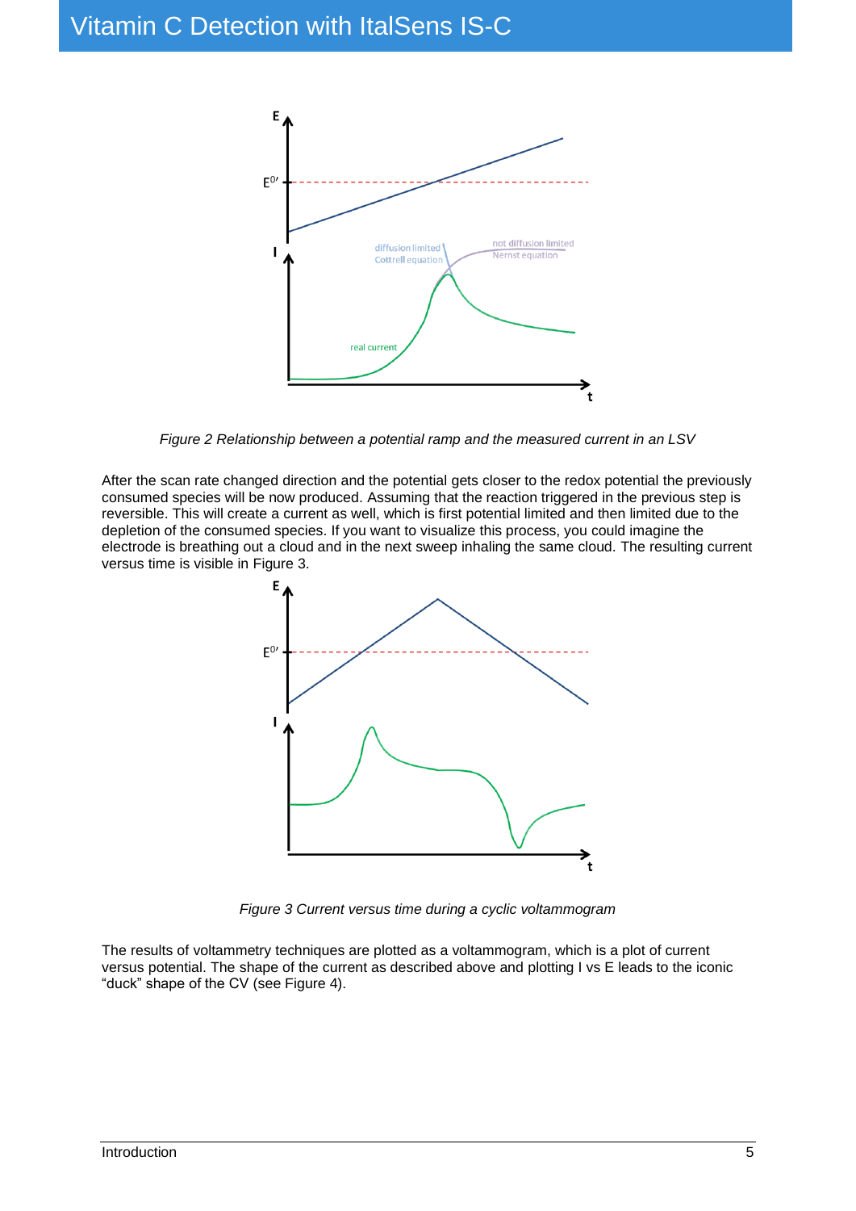*Figure 2 Relationship between a potential ramp and the measured current in an LSV*

After the scan rate changed direction and the potential gets closer to the redox potential the previously consumed species will be now produced. Assuming that the reaction triggered in the previous step is reversible. This will create a current as well, which is first potential limited and then limited due to the depletion of the consumed species. If you want to visualize this process, you could imagine the electrode is breathing out a cloud and in the next sweep inhaling the same cloud. The resulting current versus time is visible in Figure 3.

*Figure 3 Current versus time during a cyclic voltammogram*

The results of voltammetry techniques are plotted as a voltammogram, which is a plot of current versus potential. The shape of the current as described above and plotting I vs E leads to the iconic “duck” shape of the CV (see Figure 4).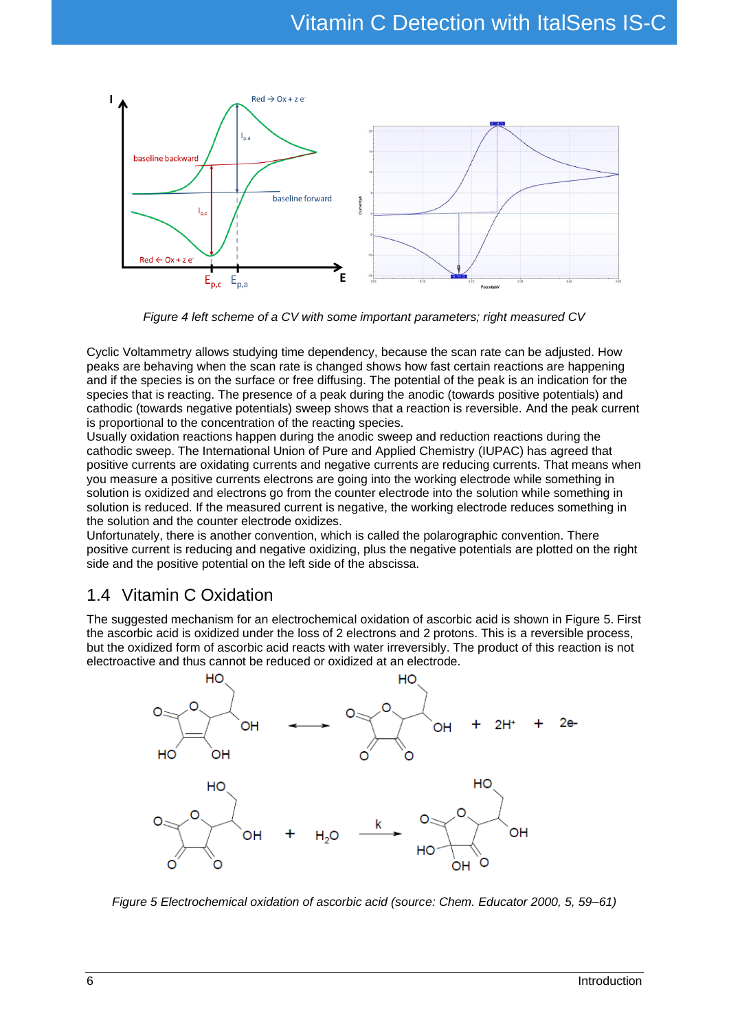*Figure 4 left scheme of a CV with some important parameters; right measured CV*

Cyclic Voltammetry allows studying time dependency, because the scan rate can be adjusted. How peaks are behaving when the scan rate is changed shows how fast certain reactions are happening and if the species is on the surface or free diffusing. The potential of the peak is an indication for the species that is reacting. The presence of a peak during the anodic (towards positive potentials) and cathodic (towards negative potentials) sweep shows that a reaction is reversible. And the peak current is proportional to the concentration of the reacting species.
Usually oxidation reactions happen during the anodic sweep and reduction reactions during the cathodic sweep. The International Union of Pure and Applied Chemistry (IUPAC) has agreed that positive currents are oxidating currents and negative currents are reducing currents. That means when you measure a positive currents electrons are going into the working electrode while something in solution is oxidized and electrons go from the counter electrode into the solution while something in solution is reduced. If the measured current is negative, the working electrode reduces something in the solution and the counter electrode oxidizes.
Unfortunately, there is another convention, which is called the polarographic convention. There positive current is reducing and negative oxidizing, plus the negative potentials are plotted on the right side and the positive potential on the left side of the abscissa.

## 1.4 Vitamin C Oxidation

The suggested mechanism for an electrochemical oxidation of ascorbic acid is shown in Figure 5. First the ascorbic acid is oxidized under the loss of 2 electrons and 2 protons. This is a reversible process, but the oxidized form of ascorbic acid reacts with water irreversibly. The product of this reaction is not electroactive and thus cannot be reduced or oxidized at an electrode.

*Figure 5 Electrochemical oxidation of ascorbic acid (source: Chem. Educator 2000, 5, 59–61)*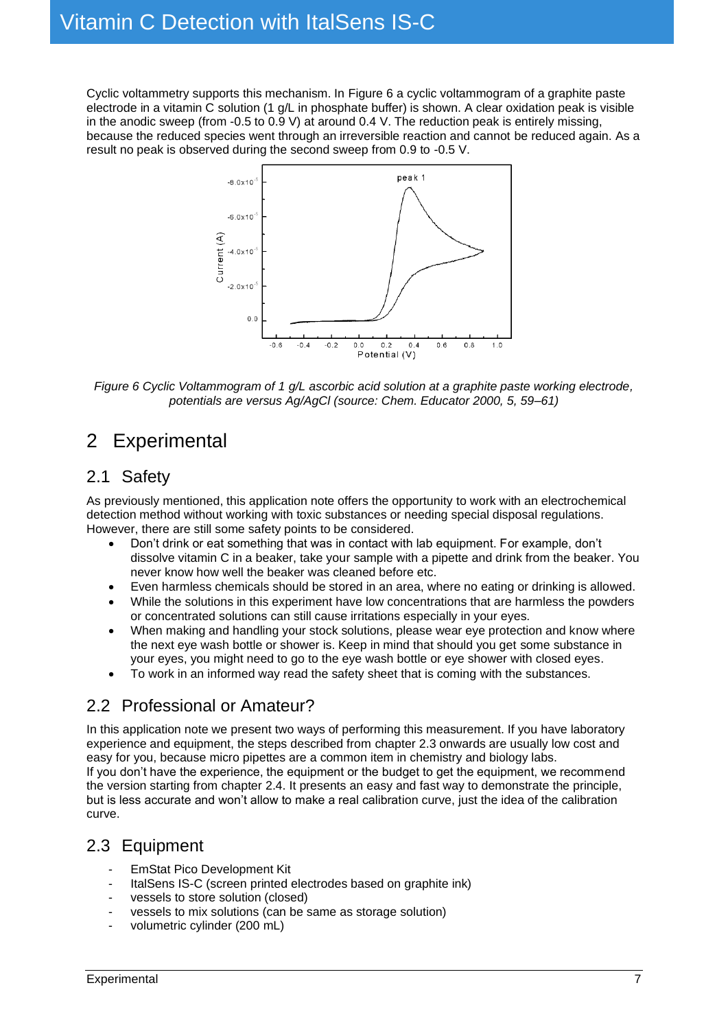Cyclic voltammetry supports this mechanism. In Figure 6 a cyclic voltammogram of a graphite paste electrode in a vitamin C solution (1 g/L in phosphate buffer) is shown. A clear oxidation peak is visible in the anodic sweep (from -0.5 to 0.9 V) at around 0.4 V. The reduction peak is entirely missing, because the reduced species went through an irreversible reaction and cannot be reduced again. As a result no peak is observed during the second sweep from 0.9 to -0.5 V.

*Figure 6 Cyclic Voltammogram of 1 g/L ascorbic acid solution at a graphite paste working electrode, potentials are versus Ag/AgCl (source: Chem. Educator 2000, 5, 59–61)*

# 2 Experimental

## 2.1 Safety

As previously mentioned, this application note offers the opportunity to work with an electrochemical detection method without working with toxic substances or needing special disposal regulations. However, there are still some safety points to be considered.

- Don't drink or eat something that was in contact with lab equipment. For example, don't dissolve vitamin C in a beaker, take your sample with a pipette and drink from the beaker. You never know how well the beaker was cleaned before etc.
- Even harmless chemicals should be stored in an area, where no eating or drinking is allowed.
- While the solutions in this experiment have low concentrations that are harmless the powders or concentrated solutions can still cause irritations especially in your eyes.
- When making and handling your stock solutions, please wear eye protection and know where the next eye wash bottle or shower is. Keep in mind that should you get some substance in your eyes, you might need to go to the eye wash bottle or eye shower with closed eyes.
- To work in an informed way read the safety sheet that is coming with the substances.

## 2.2 Professional or Amateur?

In this application note we present two ways of performing this measurement. If you have laboratory experience and equipment, the steps described from chapter 2.3 onwards are usually low cost and easy for you, because micro pipettes are a common item in chemistry and biology labs.
If you don't have the experience, the equipment or the budget to get the equipment, we recommend the version starting from chapter 2.4. It presents an easy and fast way to demonstrate the principle, but is less accurate and won't allow to make a real calibration curve, just the idea of the calibration curve.

## 2.3 Equipment

- EmStat Pico Development Kit
- ItalSens IS-C (screen printed electrodes based on graphite ink)
- vessels to store solution (closed)
- vessels to mix solutions (can be same as storage solution)
- volumetric cylinder (200 mL)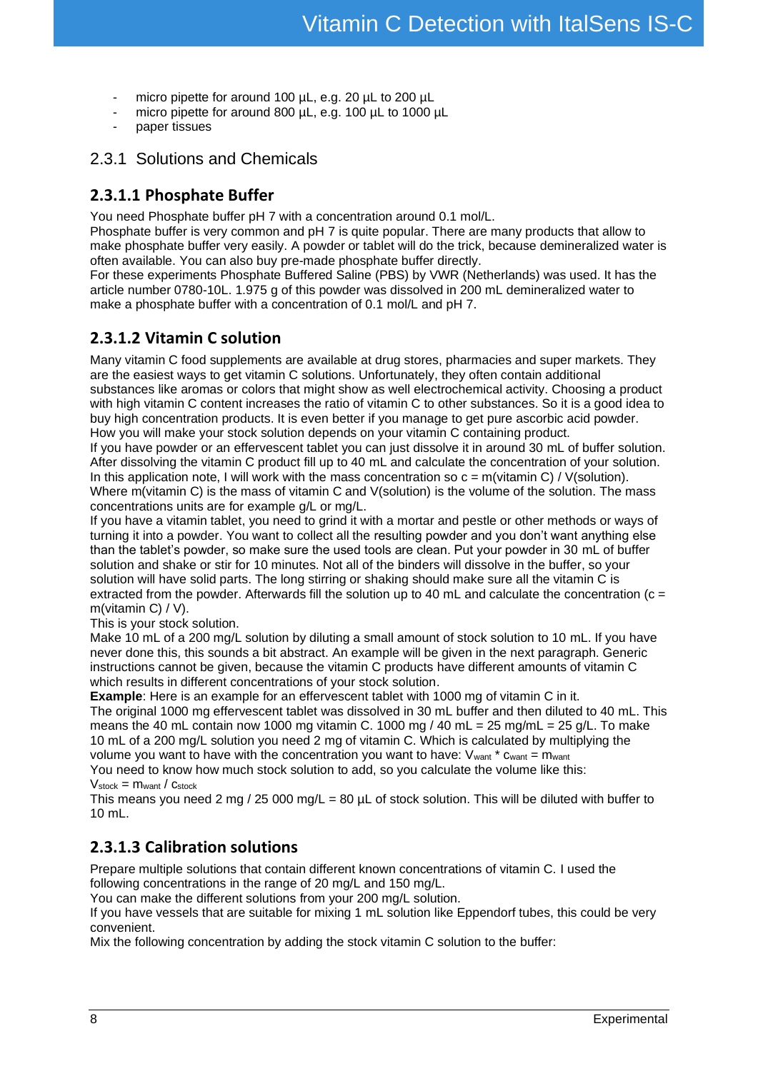- micro pipette for around 100 µL, e.g. 20 µL to 200 µL
- micro pipette for around 800 µL, e.g. 100 µL to 1000 µL
- paper tissues

## 2.3.1 Solutions and Chemicals

### 2.3.1.1 Phosphate Buffer

You need Phosphate buffer pH 7 with a concentration around 0.1 mol/L.
Phosphate buffer is very common and pH 7 is quite popular. There are many products that allow to make phosphate buffer very easily. A powder or tablet will do the trick, because demineralized water is often available. You can also buy pre-made phosphate buffer directly.
For these experiments Phosphate Buffered Saline (PBS) by VWR (Netherlands) was used. It has the article number 0780-10L. 1.975 g of this powder was dissolved in 200 mL demineralized water to make a phosphate buffer with a concentration of 0.1 mol/L and pH 7.

### 2.3.1.2 Vitamin C solution

Many vitamin C food supplements are available at drug stores, pharmacies and super markets. They are the easiest ways to get vitamin C solutions. Unfortunately, they often contain additional substances like aromas or colors that might show as well electrochemical activity. Choosing a product with high vitamin C content increases the ratio of vitamin C to other substances. So it is a good idea to buy high concentration products. It is even better if you manage to get pure ascorbic acid powder.
How you will make your stock solution depends on your vitamin C containing product.
If you have powder or an effervescent tablet you can just dissolve it in around 30 mL of buffer solution. After dissolving the vitamin C product fill up to 40 mL and calculate the concentration of your solution. In this application note, I will work with the mass concentration so c = m(vitamin C) / V(solution). Where m(vitamin C) is the mass of vitamin C and V(solution) is the volume of the solution. The mass concentrations units are for example g/L or mg/L.
If you have a vitamin tablet, you need to grind it with a mortar and pestle or other methods or ways of turning it into a powder. You want to collect all the resulting powder and you don't want anything else than the tablet's powder, so make sure the used tools are clean. Put your powder in 30 mL of buffer solution and shake or stir for 10 minutes. Not all of the binders will dissolve in the buffer, so your solution will have solid parts. The long stirring or shaking should make sure all the vitamin C is extracted from the powder. Afterwards fill the solution up to 40 mL and calculate the concentration (c = m(vitamin C) / V).
This is your stock solution.
Make 10 mL of a 200 mg/L solution by diluting a small amount of stock solution to 10 mL. If you have never done this, this sounds a bit abstract. An example will be given in the next paragraph. Generic instructions cannot be given, because the vitamin C products have different amounts of vitamin C which results in different concentrations of your stock solution.
**Example**: Here is an example for an effervescent tablet with 1000 mg of vitamin C in it.
The original 1000 mg effervescent tablet was dissolved in 30 mL buffer and then diluted to 40 mL. This means the 40 mL contain now 1000 mg vitamin C. 1000 mg / 40 mL = 25 mg/mL = 25 g/L. To make 10 mL of a 200 mg/L solution you need 2 mg of vitamin C. Which is calculated by multiplying the volume you want to have with the concentration you want to have: $V_{want} * c_{want} = m_{want}$
You need to know how much stock solution to add, so you calculate the volume like this:
$V_{stock} = m_{want} / c_{stock}$
This means you need 2 mg / 25 000 mg/L = 80 µL of stock solution. This will be diluted with buffer to 10 mL.

### 2.3.1.3 Calibration solutions

Prepare multiple solutions that contain different known concentrations of vitamin C. I used the following concentrations in the range of 20 mg/L and 150 mg/L.
You can make the different solutions from your 200 mg/L solution.
If you have vessels that are suitable for mixing 1 mL solution like Eppendorf tubes, this could be very convenient.
Mix the following concentration by adding the stock vitamin C solution to the buffer: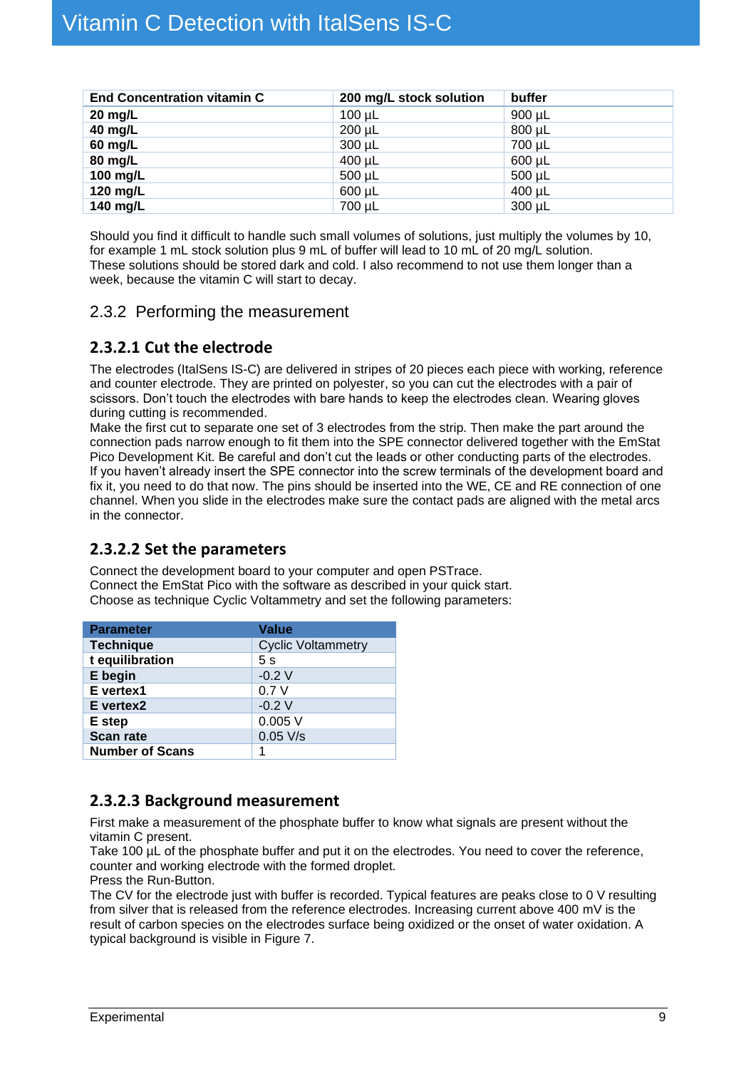| End Concentration vitamin C | 200 mg/L stock solution | buffer |
|---|---|---|
| 20 mg/L | 100 µL | 900 µL |
| 40 mg/L | 200 µL | 800 µL |
| 60 mg/L | 300 µL | 700 µL |
| 80 mg/L | 400 µL | 600 µL |
| 100 mg/L | 500 µL | 500 µL |
| 120 mg/L | 600 µL | 400 µL |
| 140 mg/L | 700 µL | 300 µL |

Should you find it difficult to handle such small volumes of solutions, just multiply the volumes by 10, for example 1 mL stock solution plus 9 mL of buffer will lead to 10 mL of 20 mg/L solution.
These solutions should be stored dark and cold. I also recommend to not use them longer than a week, because the vitamin C will start to decay.

## 2.3.2 Performing the measurement

### 2.3.2.1 Cut the electrode

The electrodes (ItalSens IS-C) are delivered in stripes of 20 pieces each piece with working, reference and counter electrode. They are printed on polyester, so you can cut the electrodes with a pair of scissors. Don't touch the electrodes with bare hands to keep the electrodes clean. Wearing gloves during cutting is recommended.
Make the first cut to separate one set of 3 electrodes from the strip. Then make the part around the connection pads narrow enough to fit them into the SPE connector delivered together with the EmStat Pico Development Kit. Be careful and don't cut the leads or other conducting parts of the electrodes.
If you haven't already insert the SPE connector into the screw terminals of the development board and fix it, you need to do that now. The pins should be inserted into the WE, CE and RE connection of one channel. When you slide in the electrodes make sure the contact pads are aligned with the metal arcs in the connector.

### 2.3.2.2 Set the parameters

Connect the development board to your computer and open PSTrace.
Connect the EmStat Pico with the software as described in your quick start.
Choose as technique Cyclic Voltammetry and set the following parameters:

| Parameter | Value |
|---|---|
| Technique | Cyclic Voltammetry |
| t equilibration | 5 s |
| E begin | -0.2 V |
| E vertex1 | 0.7 V |
| E vertex2 | -0.2 V |
| E step | 0.005 V |
| Scan rate | 0.05 V/s |
| Number of Scans | 1 |

### 2.3.2.3 Background measurement

First make a measurement of the phosphate buffer to know what signals are present without the vitamin C present.
Take 100 µL of the phosphate buffer and put it on the electrodes. You need to cover the reference, counter and working electrode with the formed droplet.
Press the Run-Button.
The CV for the electrode just with buffer is recorded. Typical features are peaks close to 0 V resulting from silver that is released from the reference electrodes. Increasing current above 400 mV is the result of carbon species on the electrodes surface being oxidized or the onset of water oxidation. A typical background is visible in Figure 7.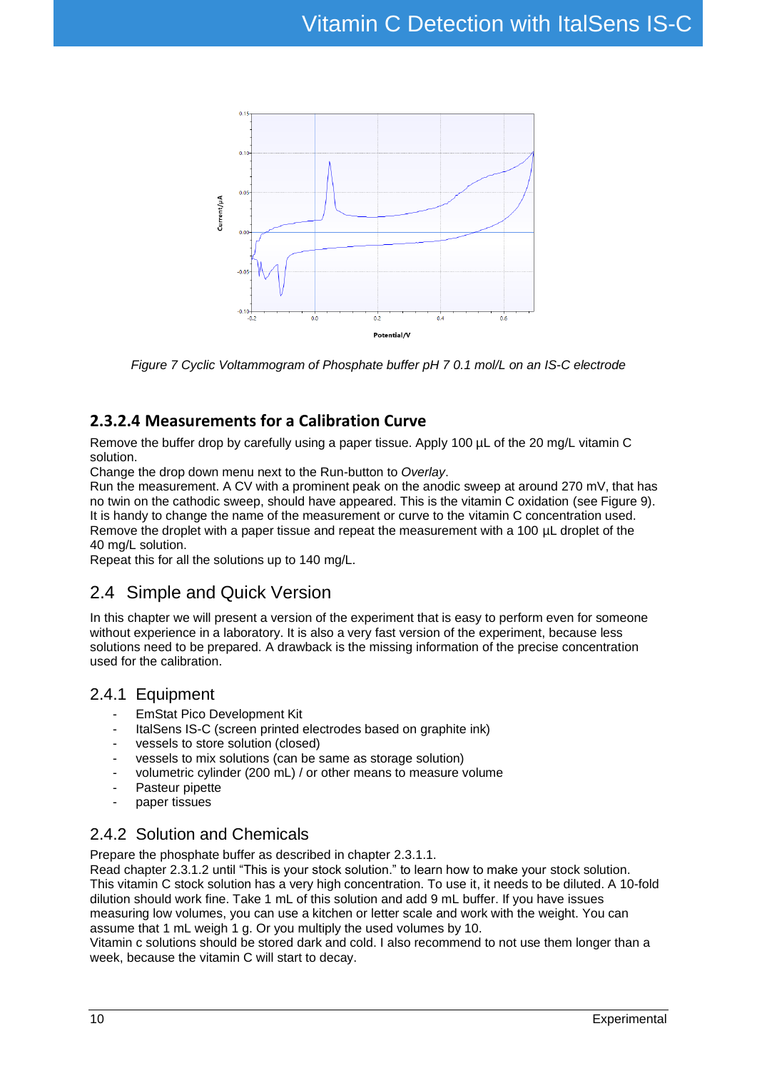*Figure 7 Cyclic Voltammogram of Phosphate buffer pH 7 0.1 mol/L on an IS-C electrode*

#### 2.3.2.4 Measurements for a Calibration Curve

Remove the buffer drop by carefully using a paper tissue. Apply 100 µL of the 20 mg/L vitamin C solution.
Change the drop down menu next to the Run-button to *Overlay*.
Run the measurement. A CV with a prominent peak on the anodic sweep at around 270 mV, that has no twin on the cathodic sweep, should have appeared. This is the vitamin C oxidation (see Figure 9).
It is handy to change the name of the measurement or curve to the vitamin C concentration used.
Remove the droplet with a paper tissue and repeat the measurement with a 100 µL droplet of the 40 mg/L solution.
Repeat this for all the solutions up to 140 mg/L.

## 2.4 Simple and Quick Version

In this chapter we will present a version of the experiment that is easy to perform even for someone without experience in a laboratory. It is also a very fast version of the experiment, because less solutions need to be prepared. A drawback is the missing information of the precise concentration used for the calibration.

### 2.4.1 Equipment

- EmStat Pico Development Kit
- ItalSens IS-C (screen printed electrodes based on graphite ink)
- vessels to store solution (closed)
- vessels to mix solutions (can be same as storage solution)
- volumetric cylinder (200 mL) / or other means to measure volume
- Pasteur pipette
- paper tissues

### 2.4.2 Solution and Chemicals

Prepare the phosphate buffer as described in chapter 2.3.1.1.
Read chapter 2.3.1.2 until "This is your stock solution." to learn how to make your stock solution.
This vitamin C stock solution has a very high concentration. To use it, it needs to be diluted. A 10-fold dilution should work fine. Take 1 mL of this solution and add 9 mL buffer. If you have issues measuring low volumes, you can use a kitchen or letter scale and work with the weight. You can assume that 1 mL weigh 1 g. Or you multiply the used volumes by 10.
Vitamin c solutions should be stored dark and cold. I also recommend to not use them longer than a week, because the vitamin C will start to decay.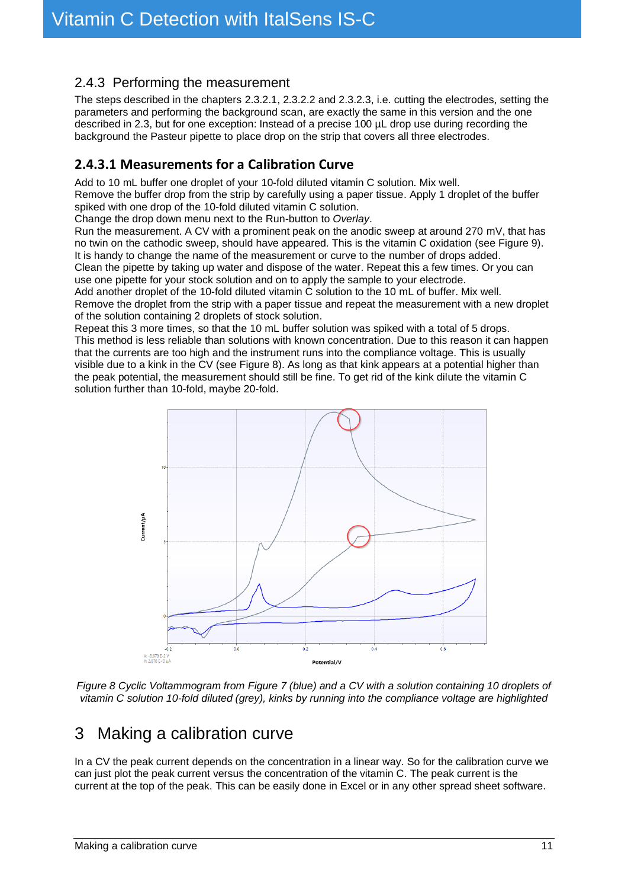### 2.4.3 Performing the measurement

The steps described in the chapters 2.3.2.1, 2.3.2.2 and 2.3.2.3, i.e. cutting the electrodes, setting the parameters and performing the background scan, are exactly the same in this version and the one described in 2.3, but for one exception: Instead of a precise 100 µL drop use during recording the background the Pasteur pipette to place drop on the strip that covers all three electrodes.

#### 2.4.3.1 Measurements for a Calibration Curve

Add to 10 mL buffer one droplet of your 10-fold diluted vitamin C solution. Mix well.
Remove the buffer drop from the strip by carefully using a paper tissue. Apply 1 droplet of the buffer spiked with one drop of the 10-fold diluted vitamin C solution.
Change the drop down menu next to the Run-button to *Overlay*.
Run the measurement. A CV with a prominent peak on the anodic sweep at around 270 mV, that has no twin on the cathodic sweep, should have appeared. This is the vitamin C oxidation (see Figure 9).
It is handy to change the name of the measurement or curve to the number of drops added.
Clean the pipette by taking up water and dispose of the water. Repeat this a few times. Or you can use one pipette for your stock solution and on to apply the sample to your electrode.
Add another droplet of the 10-fold diluted vitamin C solution to the 10 mL of buffer. Mix well.
Remove the droplet from the strip with a paper tissue and repeat the measurement with a new droplet of the solution containing 2 droplets of stock solution.
Repeat this 3 more times, so that the 10 mL buffer solution was spiked with a total of 5 drops.
This method is less reliable than solutions with known concentration. Due to this reason it can happen that the currents are too high and the instrument runs into the compliance voltage. This is usually visible due to a kink in the CV (see Figure 8). As long as that kink appears at a potential higher than the peak potential, the measurement should still be fine. To get rid of the kink dilute the vitamin C solution further than 10-fold, maybe 20-fold.

*Figure 8 Cyclic Voltammogram from Figure 7 (blue) and a CV with a solution containing 10 droplets of vitamin C solution 10-fold diluted (grey), kinks by running into the compliance voltage are highlighted*

# 3 Making a calibration curve

In a CV the peak current depends on the concentration in a linear way. So for the calibration curve we can just plot the peak current versus the concentration of the vitamin C. The peak current is the current at the top of the peak. This can be easily done in Excel or in any other spread sheet software.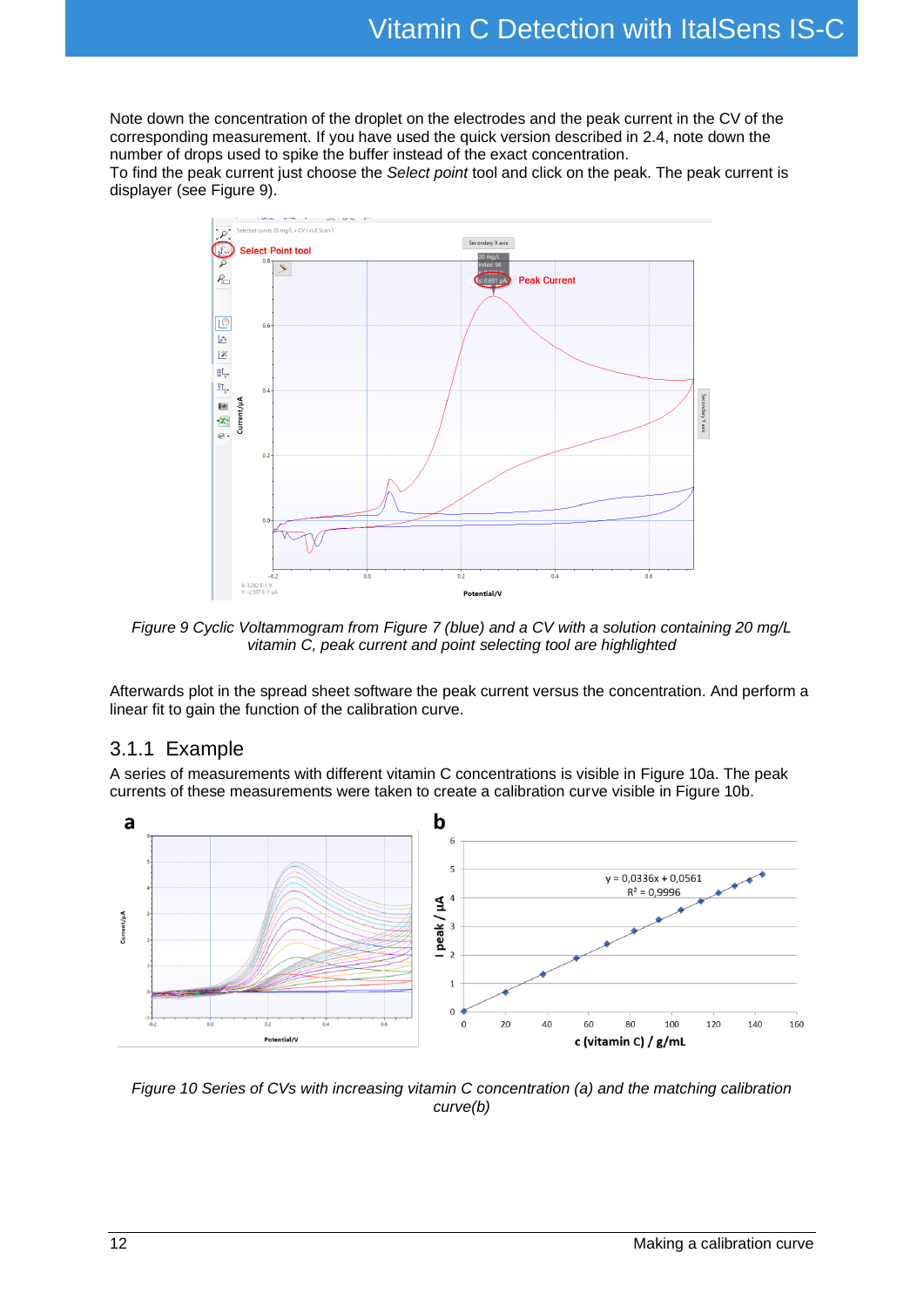Note down the concentration of the droplet on the electrodes and the peak current in the CV of the corresponding measurement. If you have used the quick version described in 2.4, note down the number of drops used to spike the buffer instead of the exact concentration.
To find the peak current just choose the *Select point* tool and click on the peak. The peak current is displayer (see Figure 9).

*Figure 9 Cyclic Voltammogram from Figure 7 (blue) and a CV with a solution containing 20 mg/L vitamin C, peak current and point selecting tool are highlighted*

Afterwards plot in the spread sheet software the peak current versus the concentration. And perform a linear fit to gain the function of the calibration curve.

### 3.1.1 Example

A series of measurements with different vitamin C concentrations is visible in Figure 10a. The peak currents of these measurements were taken to create a calibration curve visible in Figure 10b.

*Figure 10 Series of CVs with increasing vitamin C concentration (a) and the matching calibration curve(b)*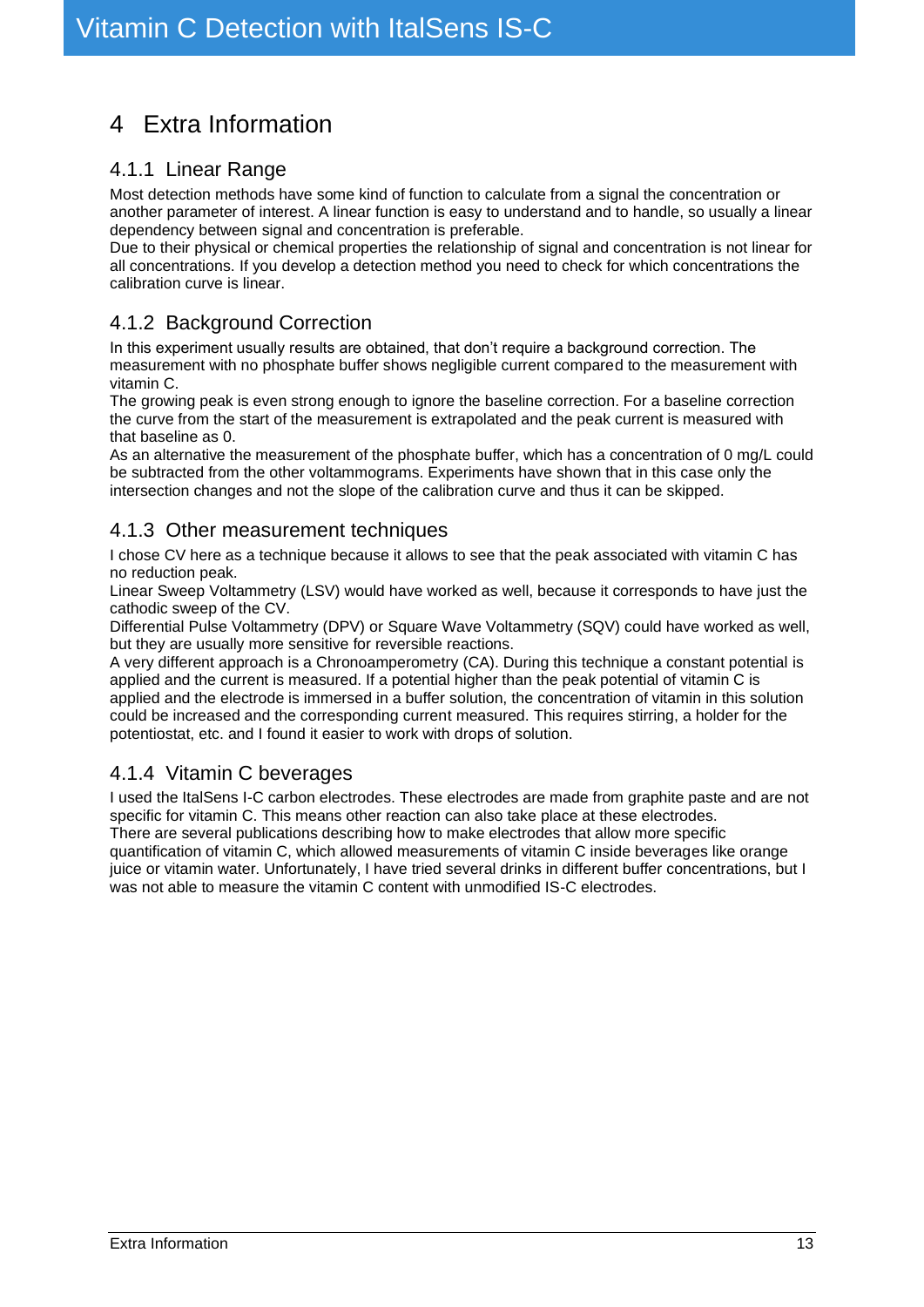# 4 Extra Information

### 4.1.1 Linear Range

Most detection methods have some kind of function to calculate from a signal the concentration or another parameter of interest. A linear function is easy to understand and to handle, so usually a linear dependency between signal and concentration is preferable.

Due to their physical or chemical properties the relationship of signal and concentration is not linear for all concentrations. If you develop a detection method you need to check for which concentrations the calibration curve is linear.

### 4.1.2 Background Correction

In this experiment usually results are obtained, that don't require a background correction. The measurement with no phosphate buffer shows negligible current compared to the measurement with vitamin C.

The growing peak is even strong enough to ignore the baseline correction. For a baseline correction the curve from the start of the measurement is extrapolated and the peak current is measured with that baseline as 0.

As an alternative the measurement of the phosphate buffer, which has a concentration of 0 mg/L could be subtracted from the other voltammograms. Experiments have shown that in this case only the intersection changes and not the slope of the calibration curve and thus it can be skipped.

### 4.1.3 Other measurement techniques

I chose CV here as a technique because it allows to see that the peak associated with vitamin C has no reduction peak.

Linear Sweep Voltammetry (LSV) would have worked as well, because it corresponds to have just the cathodic sweep of the CV.

Differential Pulse Voltammetry (DPV) or Square Wave Voltammetry (SQV) could have worked as well, but they are usually more sensitive for reversible reactions.

A very different approach is a Chronoamperometry (CA). During this technique a constant potential is applied and the current is measured. If a potential higher than the peak potential of vitamin C is applied and the electrode is immersed in a buffer solution, the concentration of vitamin in this solution could be increased and the corresponding current measured. This requires stirring, a holder for the potentiostat, etc. and I found it easier to work with drops of solution.

### 4.1.4 Vitamin C beverages

I used the ItalSens I-C carbon electrodes. These electrodes are made from graphite paste and are not specific for vitamin C. This means other reaction can also take place at these electrodes.

There are several publications describing how to make electrodes that allow more specific quantification of vitamin C, which allowed measurements of vitamin C inside beverages like orange juice or vitamin water. Unfortunately, I have tried several drinks in different buffer concentrations, but I was not able to measure the vitamin C content with unmodified IS-C electrodes.